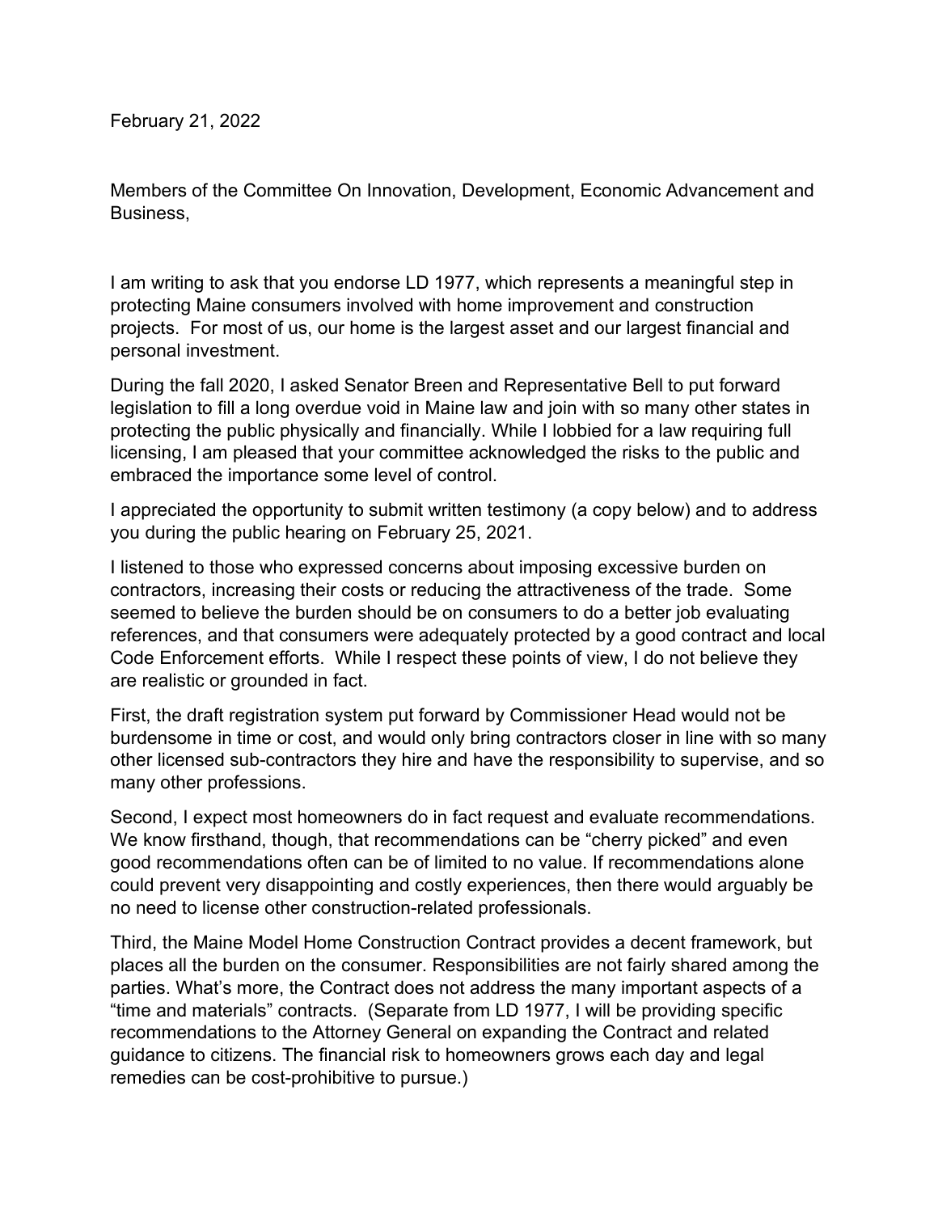February 21, 2022

Members of the Committee On Innovation, Development, Economic Advancement and Business,

I am writing to ask that you endorse LD 1977, which represents a meaningful step in protecting Maine consumers involved with home improvement and construction projects. For most of us, our home is the largest asset and our largest financial and personal investment.

During the fall 2020, I asked Senator Breen and Representative Bell to put forward legislation to fill a long overdue void in Maine law and join with so many other states in protecting the public physically and financially. While I lobbied for a law requiring full licensing, I am pleased that your committee acknowledged the risks to the public and embraced the importance some level of control.

I appreciated the opportunity to submit written testimony (a copy below) and to address you during the public hearing on February 25, 2021.

I listened to those who expressed concerns about imposing excessive burden on contractors, increasing their costs or reducing the attractiveness of the trade. Some seemed to believe the burden should be on consumers to do a better job evaluating references, and that consumers were adequately protected by a good contract and local Code Enforcement efforts. While I respect these points of view, I do not believe they are realistic or grounded in fact.

First, the draft registration system put forward by Commissioner Head would not be burdensome in time or cost, and would only bring contractors closer in line with so many other licensed sub-contractors they hire and have the responsibility to supervise, and so many other professions.

Second, I expect most homeowners do in fact request and evaluate recommendations. We know firsthand, though, that recommendations can be "cherry picked" and even good recommendations often can be of limited to no value. If recommendations alone could prevent very disappointing and costly experiences, then there would arguably be no need to license other construction-related professionals.

Third, the Maine Model Home Construction Contract provides a decent framework, but places all the burden on the consumer. Responsibilities are not fairly shared among the parties. What's more, the Contract does not address the many important aspects of a "time and materials" contracts. (Separate from LD 1977, I will be providing specific recommendations to the Attorney General on expanding the Contract and related guidance to citizens. The financial risk to homeowners grows each day and legal remedies can be cost-prohibitive to pursue.)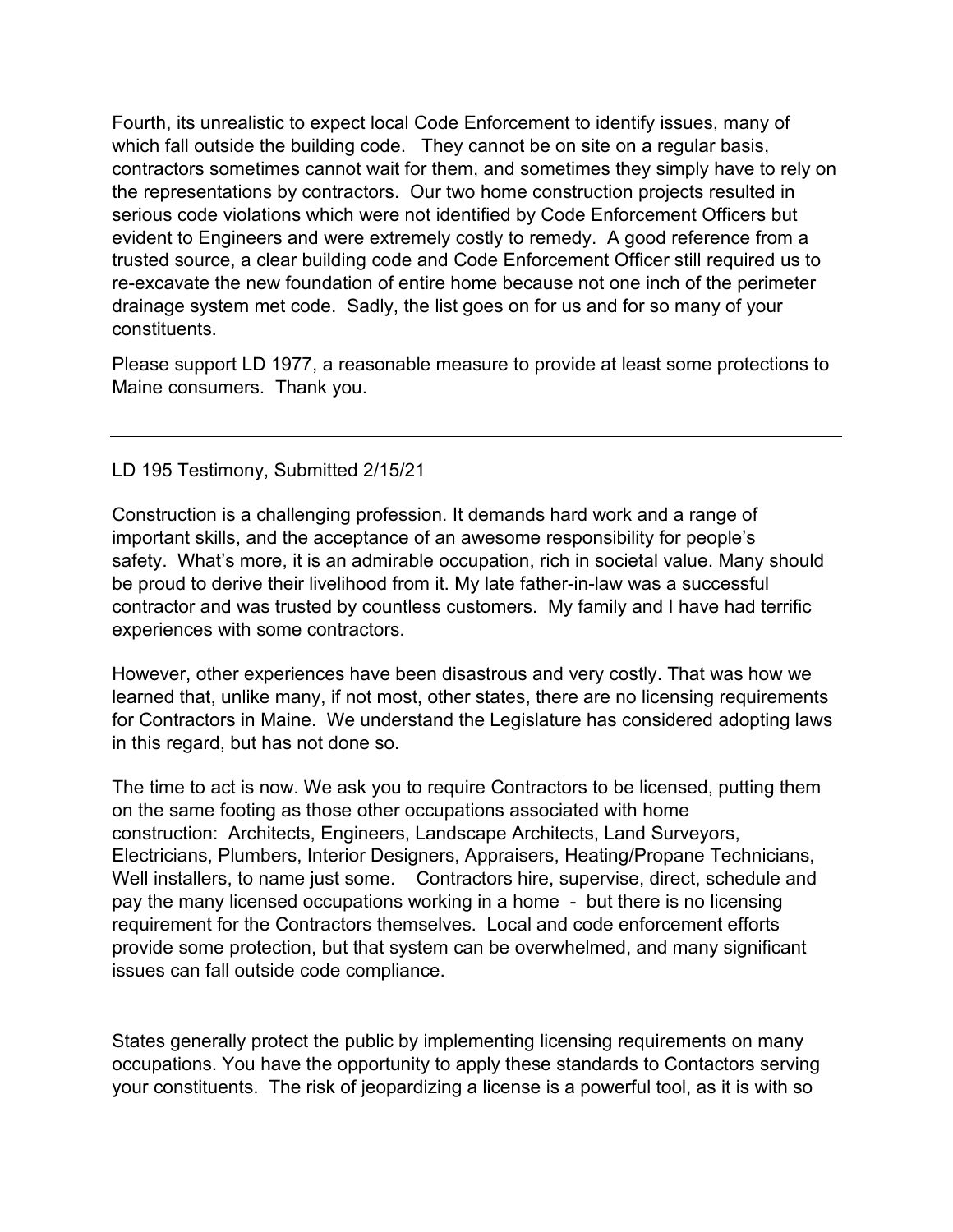Fourth, its unrealistic to expect local Code Enforcement to identify issues, many of which fall outside the building code. They cannot be on site on a regular basis, contractors sometimes cannot wait for them, and sometimes they simply have to rely on the representations by contractors. Our two home construction projects resulted in serious code violations which were not identified by Code Enforcement Officers but evident to Engineers and were extremely costly to remedy. A good reference from a trusted source, a clear building code and Code Enforcement Officer still required us to re-excavate the new foundation of entire home because not one inch of the perimeter drainage system met code. Sadly, the list goes on for us and for so many of your constituents.

Please support LD 1977, a reasonable measure to provide at least some protections to Maine consumers. Thank you.

---

LD 195 Testimony, Submitted 2/15/21

Construction is a challenging profession. It demands hard work and a range of important skills, and the acceptance of an awesome responsibility for people's safety. What's more, it is an admirable occupation, rich in societal value. Many should be proud to derive their livelihood from it. My late father-in-law was a successful contractor and was trusted by countless customers. My family and I have had terrific experiences with some contractors.

However, other experiences have been disastrous and very costly. That was how we learned that, unlike many, if not most, other states, there are no licensing requirements for Contractors in Maine. We understand the Legislature has considered adopting laws in this regard, but has not done so.

The time to act is now. We ask you to require Contractors to be licensed, putting them on the same footing as those other occupations associated with home construction: Architects, Engineers, Landscape Architects, Land Surveyors, Electricians, Plumbers, Interior Designers, Appraisers, Heating/Propane Technicians, Well installers, to name just some. Contractors hire, supervise, direct, schedule and pay the many licensed occupations working in a home - but there is no licensing requirement for the Contractors themselves. Local and code enforcement efforts provide some protection, but that system can be overwhelmed, and many significant issues can fall outside code compliance.

States generally protect the public by implementing licensing requirements on many occupations. You have the opportunity to apply these standards to Contactors serving your constituents. The risk of jeopardizing a license is a powerful tool, as it is with so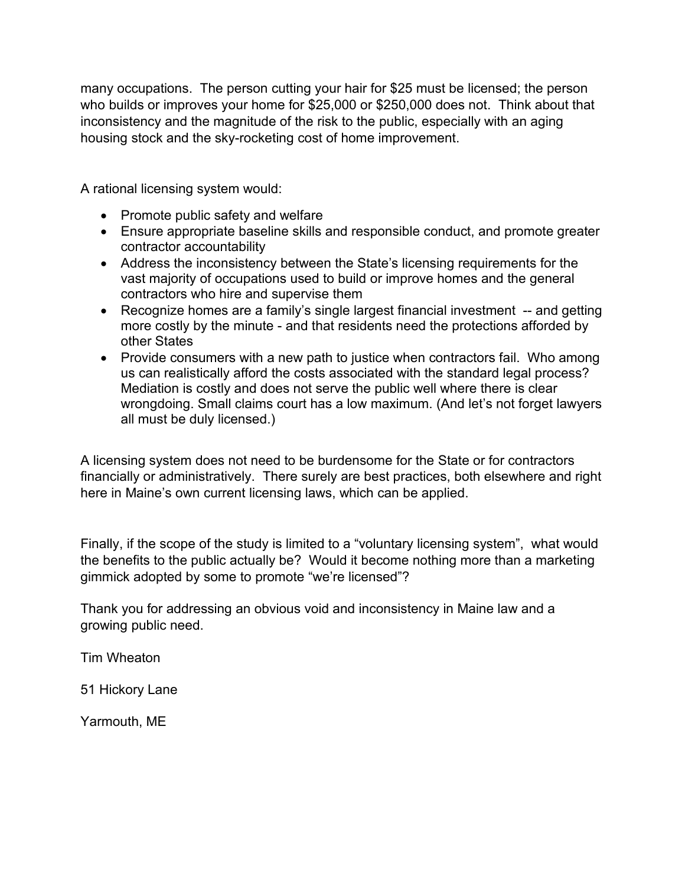many occupations. The person cutting your hair for $25 must be licensed; the person who builds or improves your home for $25,000 or $250,000 does not. Think about that inconsistency and the magnitude of the risk to the public, especially with an aging housing stock and the sky-rocketing cost of home improvement.

A rational licensing system would:

- Promote public safety and welfare
- Ensure appropriate baseline skills and responsible conduct, and promote greater contractor accountability
- Address the inconsistency between the State's licensing requirements for the vast majority of occupations used to build or improve homes and the general contractors who hire and supervise them
- Recognize homes are a family's single largest financial investment -- and getting more costly by the minute - and that residents need the protections afforded by other States
- Provide consumers with a new path to justice when contractors fail. Who among us can realistically afford the costs associated with the standard legal process? Mediation is costly and does not serve the public well where there is clear wrongdoing. Small claims court has a low maximum. (And let's not forget lawyers all must be duly licensed.)

A licensing system does not need to be burdensome for the State or for contractors financially or administratively. There surely are best practices, both elsewhere and right here in Maine's own current licensing laws, which can be applied.

Finally, if the scope of the study is limited to a "voluntary licensing system", what would the benefits to the public actually be? Would it become nothing more than a marketing gimmick adopted by some to promote "we're licensed"?

Thank you for addressing an obvious void and inconsistency in Maine law and a growing public need.

Tim Wheaton

51 Hickory Lane

Yarmouth, ME